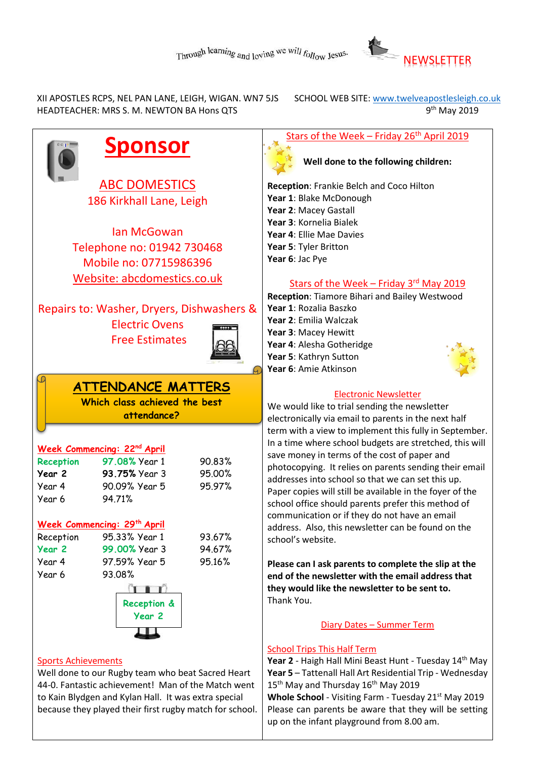Through learning and loving we will follow Jesus.

NEWSLETTER

XII APOSTLES RCPS, NEL PAN LANE, LEIGH, WIGAN. WN7 5JS
HEADTEACHER: MRS S. M. NEWTON BA Hons QTS

SCHOOL WEB SITE: www.twelveapostlesleigh.co.uk
9th May 2019

# Sponsor

**ABC DOMESTICS**
186 Kirkhall Lane, Leigh

Ian McGowan
Telephone no: 01942 730468
Mobile no: 07715986396
Website: abcdomestics.co.uk

Repairs to: Washer, Dryers, Dishwashers & Electric Ovens
Free Estimates

## ATTENDANCE MATTERS

**Which class achieved the best attendance?**

**Week Commencing: 22nd April**

| | | | |
|---|---|---|---|
| Reception | 97.08% | Year 1 | 90.83% |
| **Year 2** | **93.75%** | Year 3 | 95.00% |
| Year 4 | 90.09% | Year 5 | 95.97% |
| Year 6 | 94.71% | | |

**Week Commencing: 29th April**

| | | | |
|---|---|---|---|
| Reception | 95.33% | Year 1 | 93.67% |
| Year 2 | 99.00% | Year 3 | 94.67% |
| Year 4 | 97.59% | Year 5 | 95.16% |
| Year 6 | 93.08% | | |

Reception & Year 2

### Sports Achievements

Well done to our Rugby team who beat Sacred Heart 44-0. Fantastic achievement! Man of the Match went to Kain Blygden and Kylan Hall. It was extra special because they played their first rugby match for school.

### Stars of the Week – Friday 26th April 2019

**Well done to the following children:**

**Reception**: Frankie Belch and Coco Hilton
**Year 1**: Blake McDonough
**Year 2**: Macey Gastall
**Year 3**: Kornelia Bialek
**Year 4**: Ellie Mae Davies
**Year 5**: Tyler Britton
**Year 6**: Jac Pye

### Stars of the Week – Friday 3rd May 2019

**Reception**: Tiamore Bihari and Bailey Westwood
**Year 1**: Rozalia Baszko
**Year 2**: Emilia Walczak
**Year 3**: Macey Hewitt
**Year 4**: Alesha Gotheridge
**Year 5**: Kathryn Sutton
**Year 6**: Amie Atkinson

### Electronic Newsletter

We would like to trial sending the newsletter electronically via email to parents in the next half term with a view to implement this fully in September. In a time where school budgets are stretched, this will save money in terms of the cost of paper and photocopying. It relies on parents sending their email addresses into school so that we can set this up. Paper copies will still be available in the foyer of the school office should parents prefer this method of communication or if they do not have an email address. Also, this newsletter can be found on the school's website.

**Please can I ask parents to complete the slip at the end of the newsletter with the email address that they would like the newsletter to be sent to.**
Thank You.

### Diary Dates – Summer Term

**School Trips This Half Term**

**Year 2** - Haigh Hall Mini Beast Hunt - Tuesday 14th May
**Year 5** – Tattenall Hall Art Residential Trip - Wednesday 15th May and Thursday 16th May 2019
**Whole School** - Visiting Farm - Tuesday 21st May 2019
Please can parents be aware that they will be setting up on the infant playground from 8.00 am.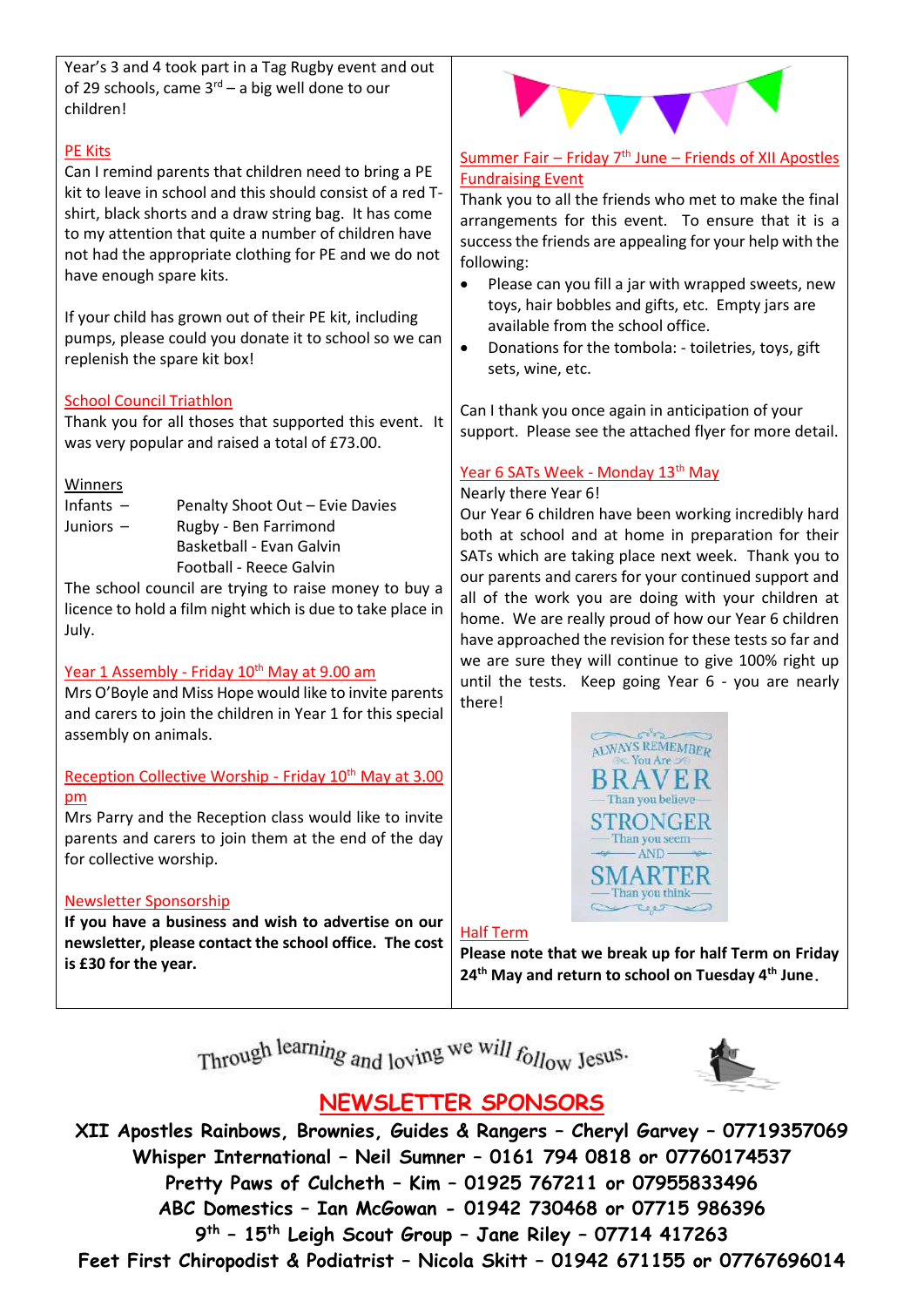Year's 3 and 4 took part in a Tag Rugby event and out of 29 schools, came 3rd – a big well done to our children!

## PE Kits

Can I remind parents that children need to bring a PE kit to leave in school and this should consist of a red T-shirt, black shorts and a draw string bag. It has come to my attention that quite a number of children have not had the appropriate clothing for PE and we do not have enough spare kits.

If your child has grown out of their PE kit, including pumps, please could you donate it to school so we can replenish the spare kit box!

## School Council Triathlon

Thank you for all thoses that supported this event. It was very popular and raised a total of £73.00.

### Winners

| | |
|---|---|
| Infants – | Penalty Shoot Out – Evie Davies |
| Juniors – | Rugby - Ben Farrimond |
| | Basketball - Evan Galvin |
| | Football - Reece Galvin |

The school council are trying to raise money to buy a licence to hold a film night which is due to take place in July.

## Year 1 Assembly - Friday 10th May at 9.00 am

Mrs O'Boyle and Miss Hope would like to invite parents and carers to join the children in Year 1 for this special assembly on animals.

## Reception Collective Worship - Friday 10th May at 3.00 pm

Mrs Parry and the Reception class would like to invite parents and carers to join them at the end of the day for collective worship.

## Newsletter Sponsorship

**If you have a business and wish to advertise on our newsletter, please contact the school office. The cost is £30 for the year.**

## Summer Fair – Friday 7th June – Friends of XII Apostles Fundraising Event

Thank you to all the friends who met to make the final arrangements for this event. To ensure that it is a success the friends are appealing for your help with the following:

- Please can you fill a jar with wrapped sweets, new toys, hair bobbles and gifts, etc. Empty jars are available from the school office.
- Donations for the tombola: - toiletries, toys, gift sets, wine, etc.

Can I thank you once again in anticipation of your support. Please see the attached flyer for more detail.

## Year 6 SATs Week - Monday 13th May

Nearly there Year 6!

Our Year 6 children have been working incredibly hard both at school and at home in preparation for their SATs which are taking place next week. Thank you to our parents and carers for your continued support and all of the work you are doing with your children at home. We are really proud of how our Year 6 children have approached the revision for these tests so far and we are sure they will continue to give 100% right up until the tests. Keep going Year 6 - you are nearly there!

ALWAYS REMEMBER You Are BRAVER Than you believe STRONGER Than you seem AND SMARTER Than you think

## Half Term

**Please note that we break up for half Term on Friday 24th May and return to school on Tuesday 4th June.**

Through learning and loving we will follow Jesus.

## NEWSLETTER SPONSORS

**XII Apostles Rainbows, Brownies, Guides & Rangers – Cheryl Garvey – 07719357069**
**Whisper International – Neil Sumner – 0161 794 0818 or 07760174537**
**Pretty Paws of Culcheth – Kim – 01925 767211 or 07955833496**
**ABC Domestics – Ian McGowan - 01942 730468 or 07715 986396**
**9th – 15th Leigh Scout Group – Jane Riley – 07714 417263**
**Feet First Chiropodist & Podiatrist – Nicola Skitt – 01942 671155 or 07767696014**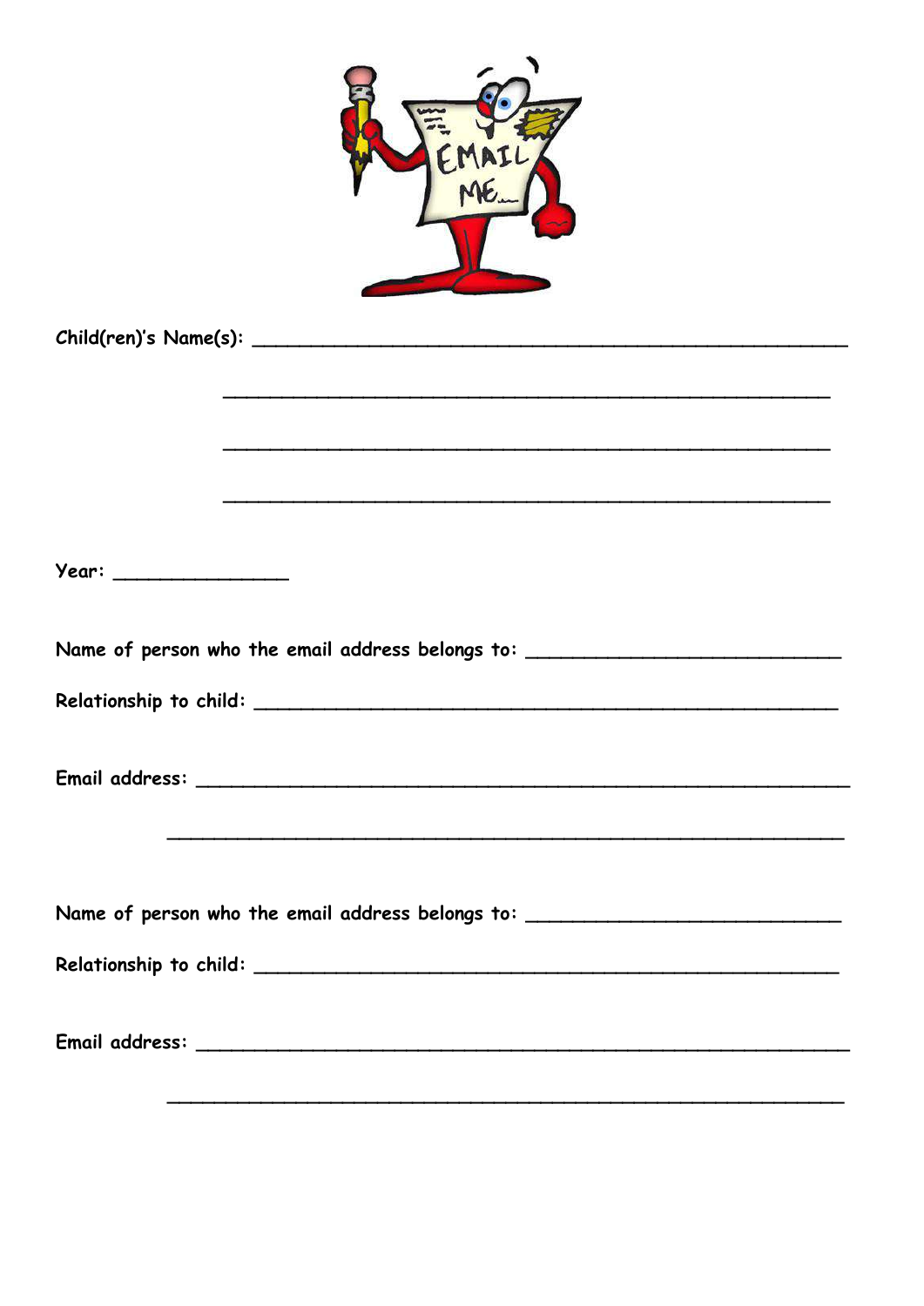Child(ren)'s Name(s): ______________________________________________________

______________________________________________________

______________________________________________________

______________________________________________________

Year: _______________

Name of person who the email address belongs to: ___________________________

Relationship to child: ____________________________________________________

Email address: ________________________________________________________

________________________________________________________

Name of person who the email address belongs to: ___________________________

Relationship to child: ____________________________________________________

Email address: ________________________________________________________

________________________________________________________